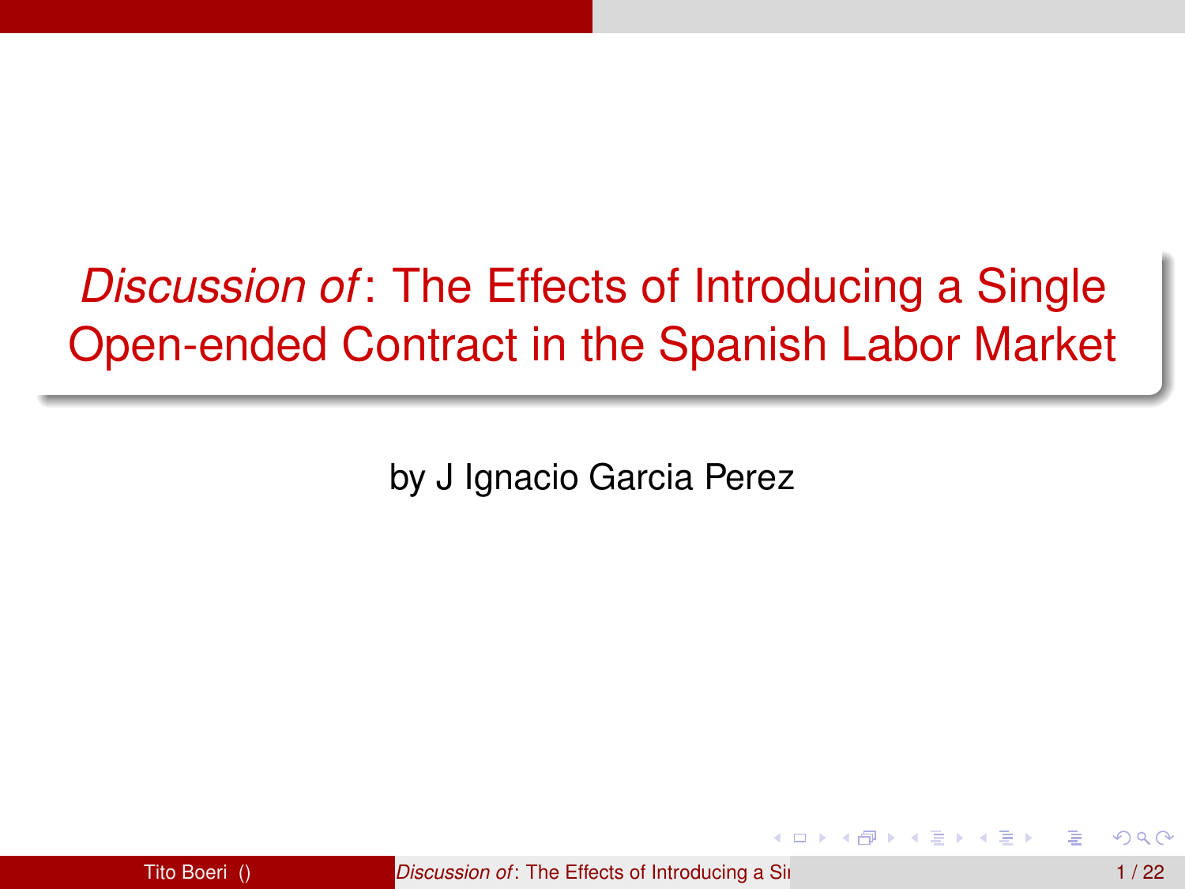# *Discussion of*: The Effects of Introducing a Single Open-ended Contract in the Spanish Labor Market

by J Ignacio Garcia Perez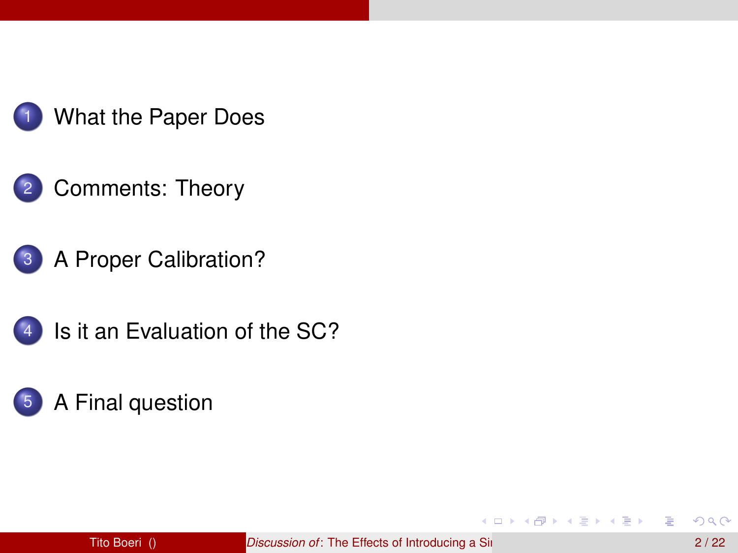1. What the Paper Does
2. Comments: Theory
3. A Proper Calibration?
4. Is it an Evaluation of the SC?
5. A Final question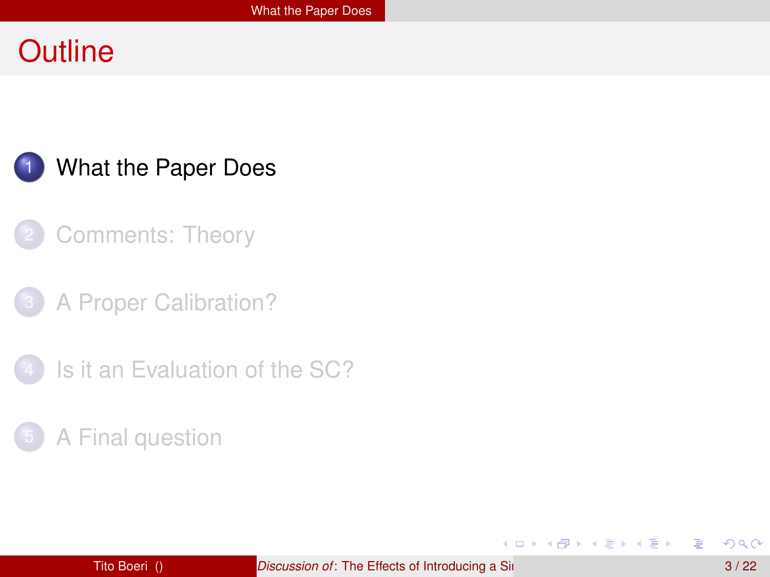# Outline

1. What the Paper Does
2. Comments: Theory
3. A Proper Calibration?
4. Is it an Evaluation of the SC?
5. A Final question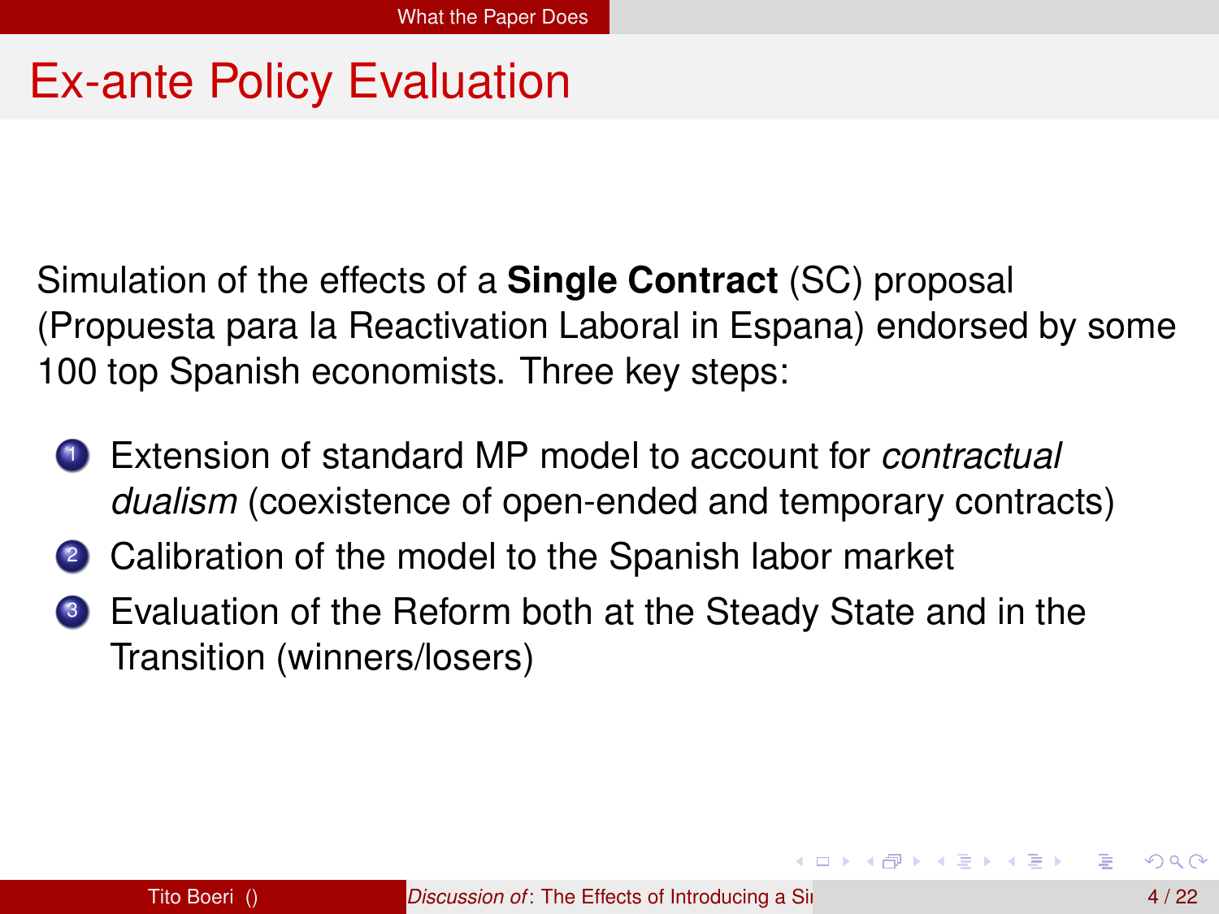# Ex-ante Policy Evaluation

Simulation of the effects of a **Single Contract** (SC) proposal (Propuesta para la Reactivation Laboral in Espana) endorsed by some 100 top Spanish economists. Three key steps:

1. Extension of standard MP model to account for *contractual dualism* (coexistence of open-ended and temporary contracts)
2. Calibration of the model to the Spanish labor market
3. Evaluation of the Reform both at the Steady State and in the Transition (winners/losers)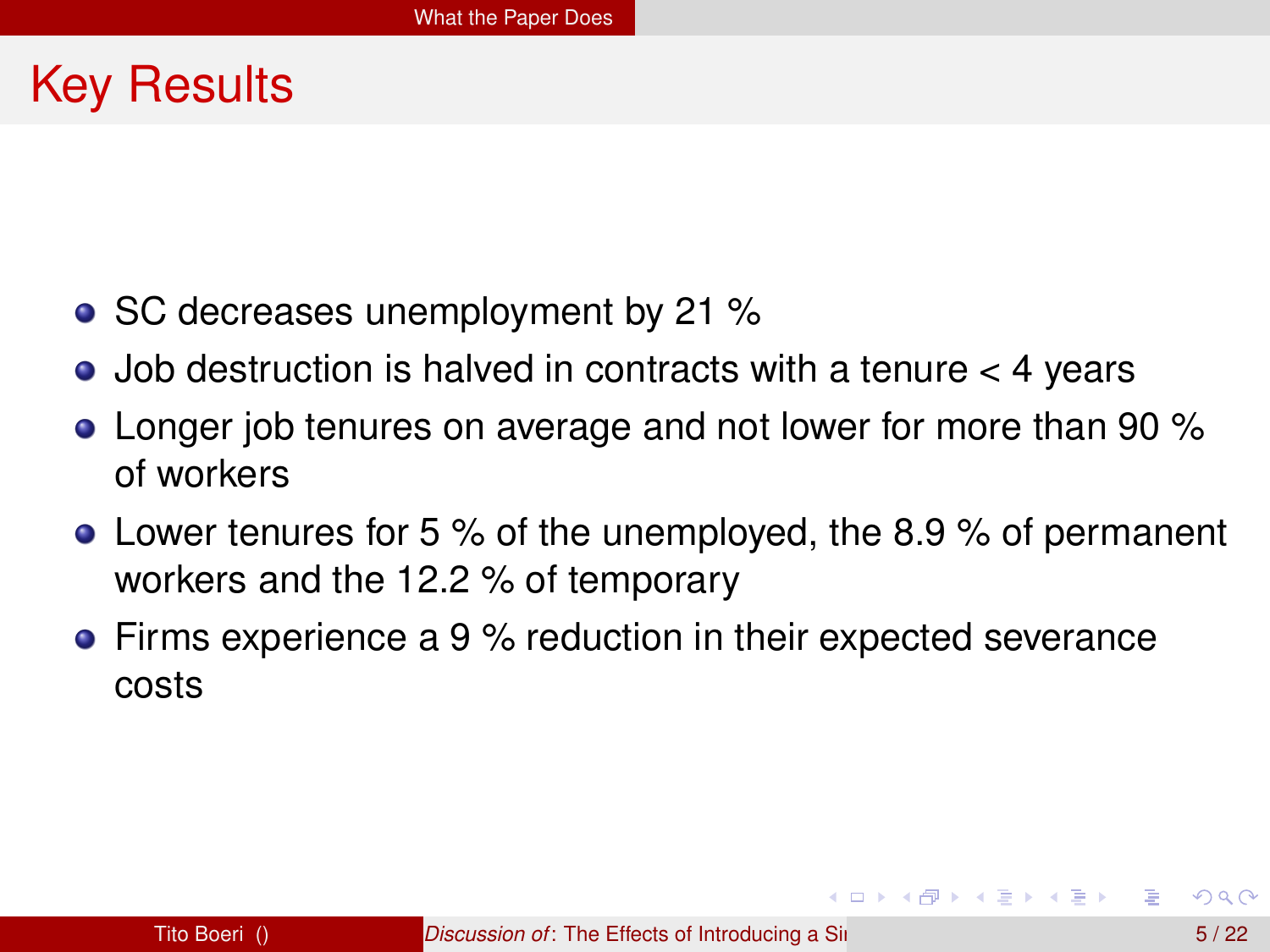# Key Results

- SC decreases unemployment by 21 %
- Job destruction is halved in contracts with a tenure < 4 years
- Longer job tenures on average and not lower for more than 90 % of workers
- Lower tenures for 5 % of the unemployed, the 8.9 % of permanent workers and the 12.2 % of temporary
- Firms experience a 9 % reduction in their expected severance costs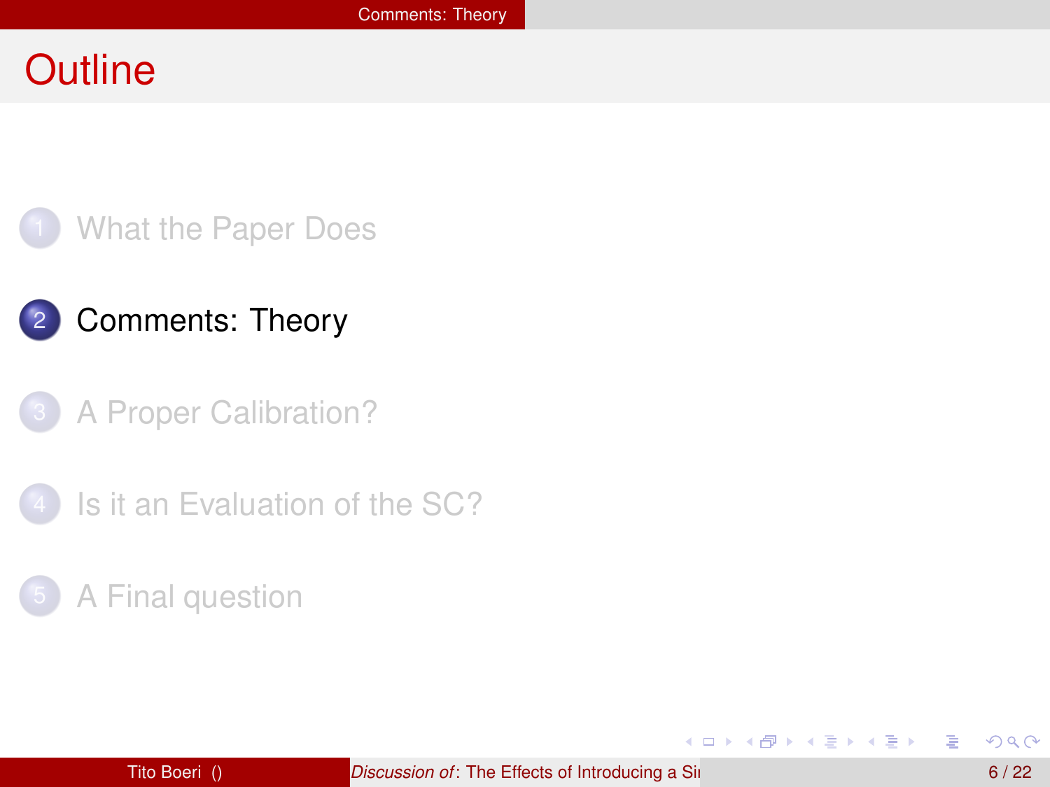# Outline

1. What the Paper Does
2. Comments: Theory
3. A Proper Calibration?
4. Is it an Evaluation of the SC?
5. A Final question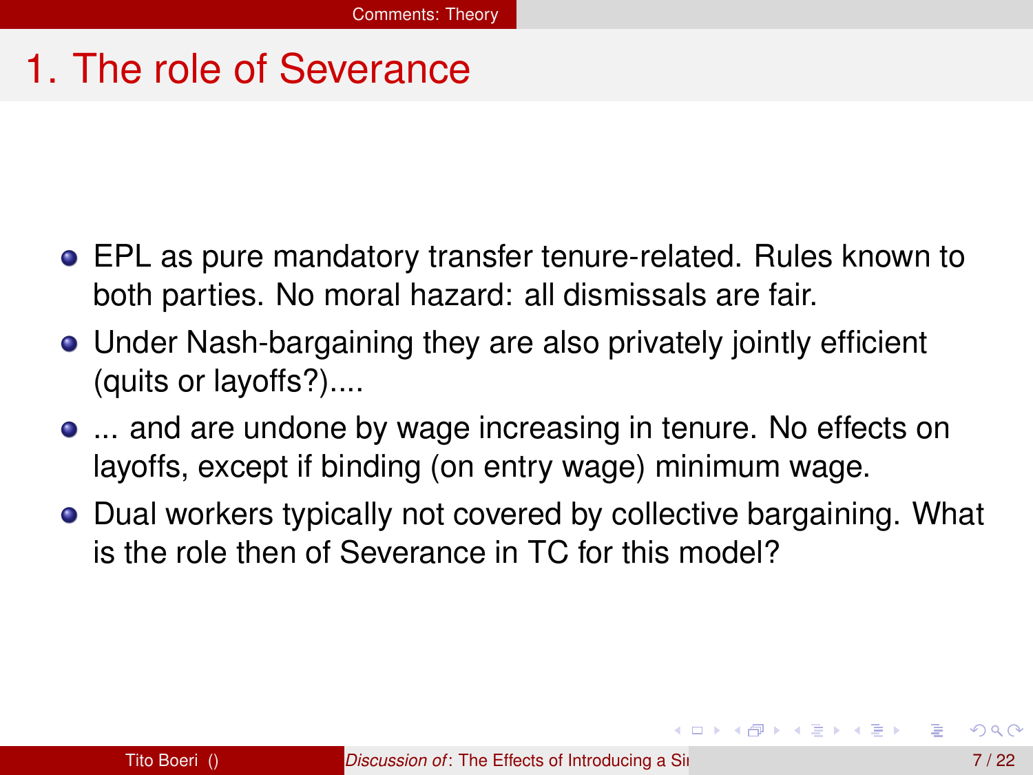# 1. The role of Severance

- EPL as pure mandatory transfer tenure-related. Rules known to both parties. No moral hazard: all dismissals are fair.
- Under Nash-bargaining they are also privately jointly efficient (quits or layoffs?)....
- ... and are undone by wage increasing in tenure. No effects on layoffs, except if binding (on entry wage) minimum wage.
- Dual workers typically not covered by collective bargaining. What is the role then of Severance in TC for this model?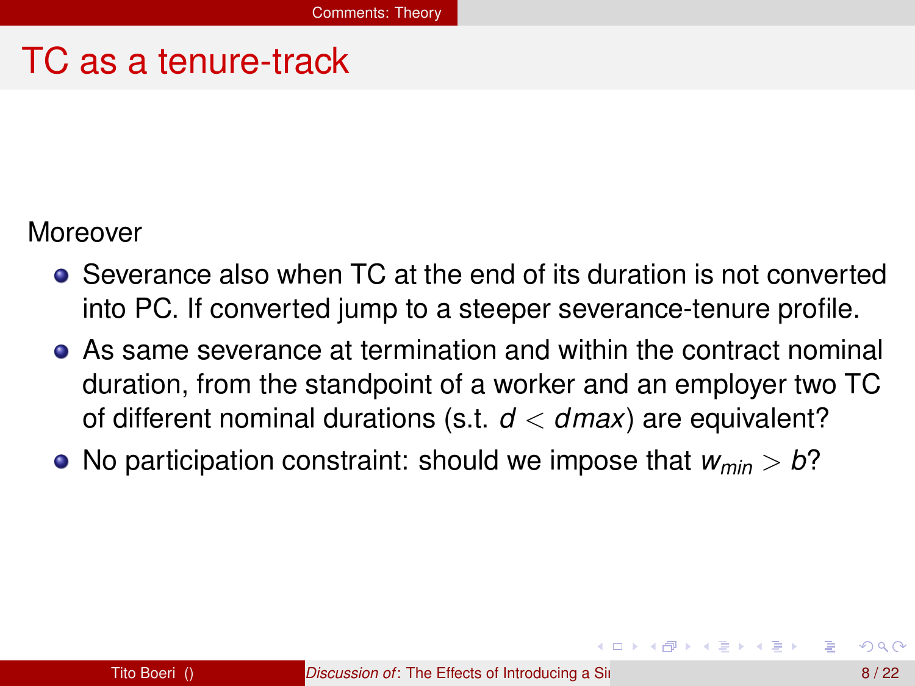# TC as a tenure-track

Moreover

- Severance also when TC at the end of its duration is not converted into PC. If converted jump to a steeper severance-tenure profile.
- As same severance at termination and within the contract nominal duration, from the standpoint of a worker and an employer two TC of different nominal durations (s.t. $d < dmax$) are equivalent?
- No participation constraint: should we impose that $w_{min} > b$?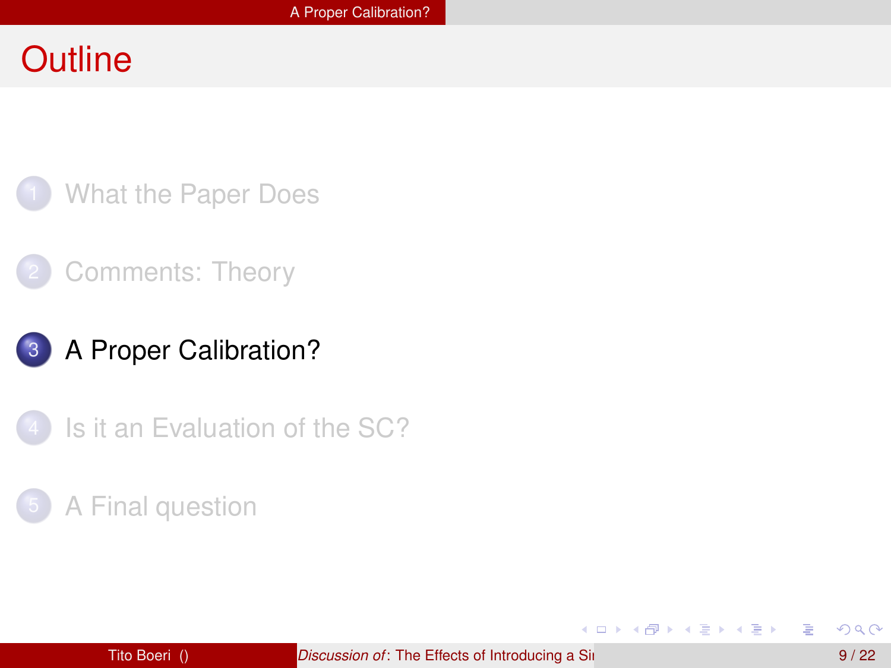# Outline

1. What the Paper Does
2. Comments: Theory
3. **A Proper Calibration?**
4. Is it an Evaluation of the SC?
5. A Final question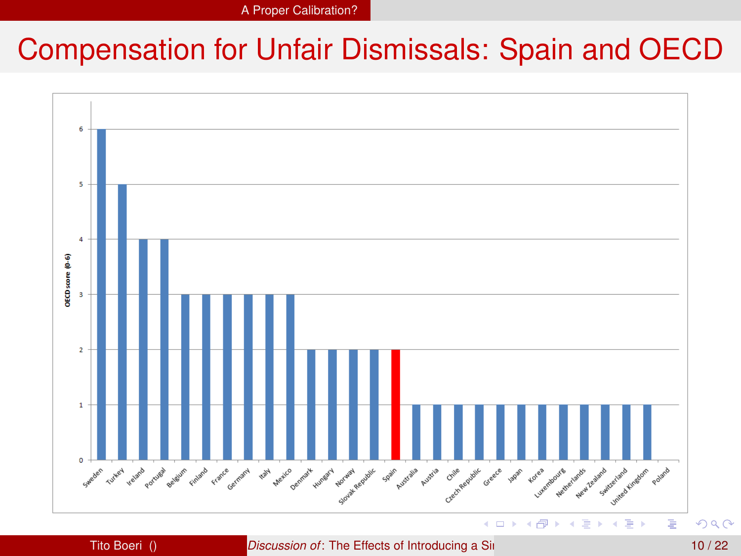# Compensation for Unfair Dismissals: Spain and OECD

| Country | OECD score (0-6) |
|---|---|
| Sweden | 6 |
| Turkey | 5 |
| Ireland | 4 |
| Portugal | 4 |
| Belgium | 3 |
| Finland | 3 |
| France | 3 |
| Germany | 3 |
| Italy | 3 |
| Mexico | 3 |
| Denmark | 2 |
| Hungary | 2 |
| Norway | 2 |
| Slovak Republic | 2 |
| Spain | 2 |
| Australia | 1 |
| Austria | 1 |
| Chile | 1 |
| Czech Republic | 1 |
| Greece | 1 |
| Japan | 1 |
| Korea | 1 |
| Luxembourg | 1 |
| Netherlands | 1 |
| New Zealand | 1 |
| Switzerland | 1 |
| United Kingdom | 1 |
| Poland | 0 |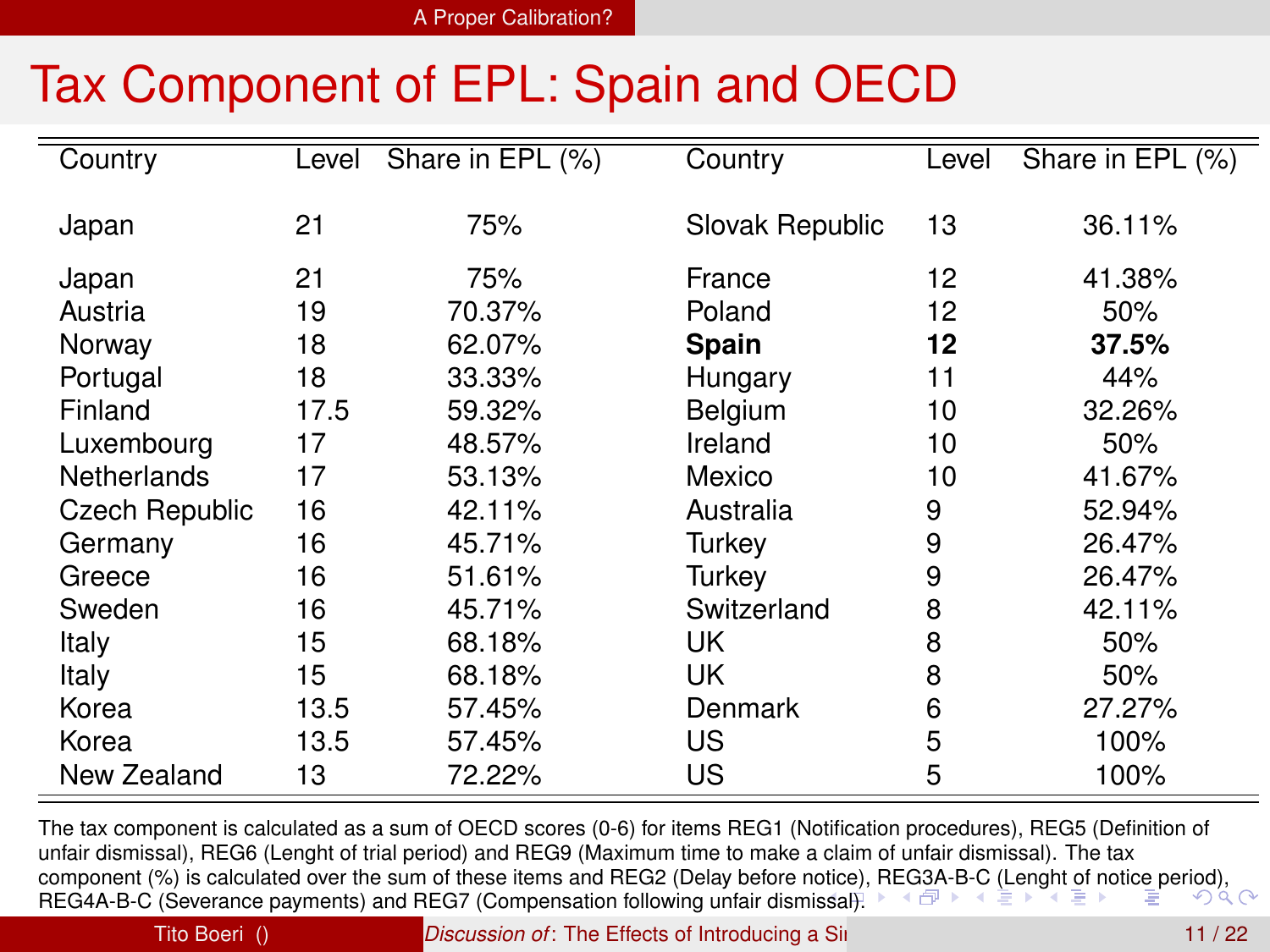# Tax Component of EPL: Spain and OECD

| Country | Level | Share in EPL (%) | Country | Level | Share in EPL (%) |
|---|---|---|---|---|---|
| Japan | 21 | 75% | Slovak Republic | 13 | 36.11% |
| Japan | 21 | 75% | France | 12 | 41.38% |
| Austria | 19 | 70.37% | Poland | 12 | 50% |
| Norway | 18 | 62.07% | **Spain** | **12** | **37.5%** |
| Portugal | 18 | 33.33% | Hungary | 11 | 44% |
| Finland | 17.5 | 59.32% | Belgium | 10 | 32.26% |
| Luxembourg | 17 | 48.57% | Ireland | 10 | 50% |
| Netherlands | 17 | 53.13% | Mexico | 10 | 41.67% |
| Czech Republic | 16 | 42.11% | Australia | 9 | 52.94% |
| Germany | 16 | 45.71% | Turkey | 9 | 26.47% |
| Greece | 16 | 51.61% | Turkey | 9 | 26.47% |
| Sweden | 16 | 45.71% | Switzerland | 8 | 42.11% |
| Italy | 15 | 68.18% | UK | 8 | 50% |
| Italy | 15 | 68.18% | UK | 8 | 50% |
| Korea | 13.5 | 57.45% | Denmark | 6 | 27.27% |
| Korea | 13.5 | 57.45% | US | 5 | 100% |
| New Zealand | 13 | 72.22% | US | 5 | 100% |

The tax component is calculated as a sum of OECD scores (0-6) for items REG1 (Notification procedures), REG5 (Definition of unfair dismissal), REG6 (Lenght of trial period) and REG9 (Maximum time to make a claim of unfair dismissal). The tax component (%) is calculated over the sum of these items and REG2 (Delay before notice), REG3A-B-C (Lenght of notice period), REG4A-B-C (Severance payments) and REG7 (Compensation following unfair dismissal).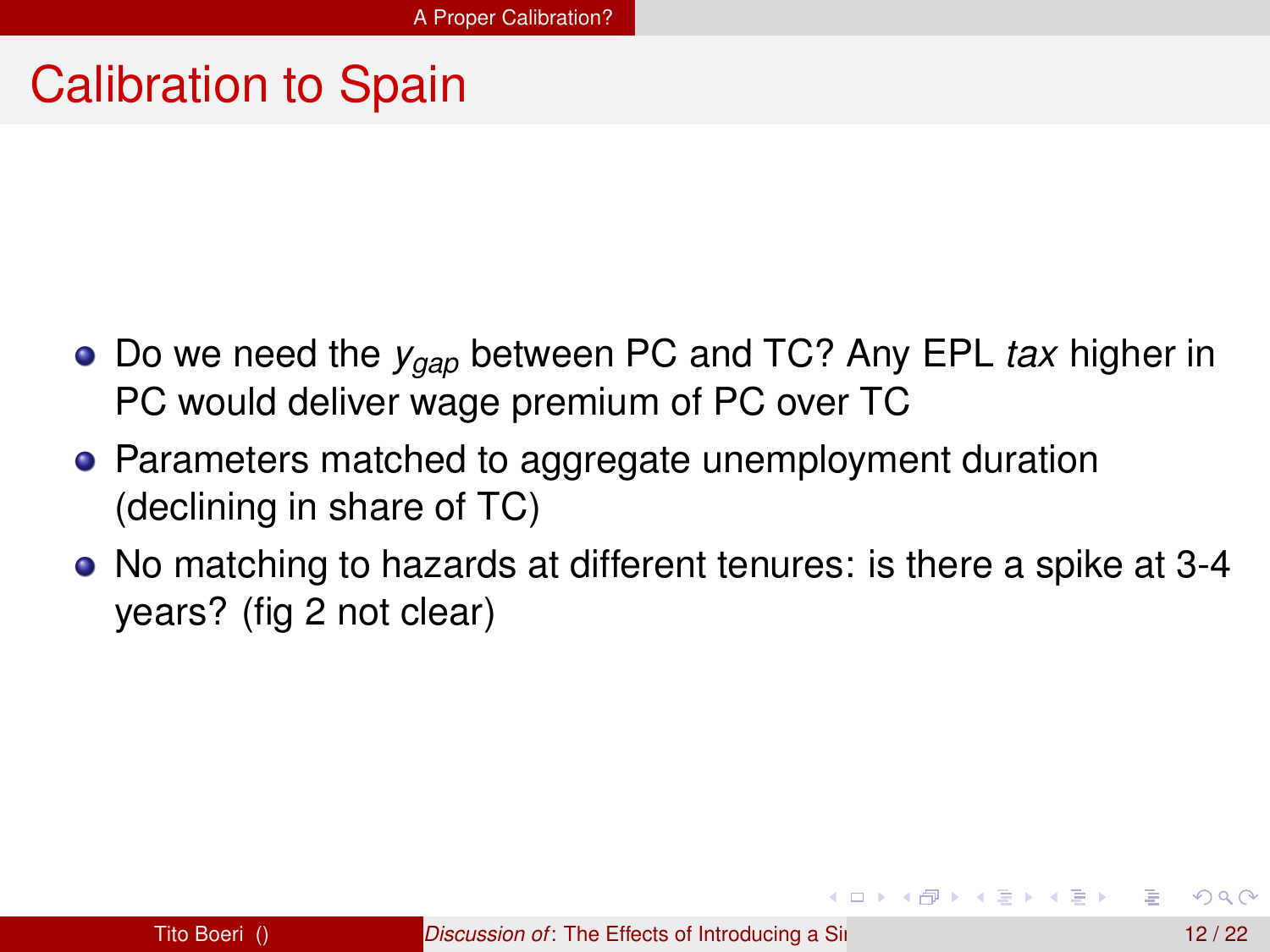# Calibration to Spain

- Do we need the $y_{gap}$ between PC and TC? Any EPL *tax* higher in PC would deliver wage premium of PC over TC
- Parameters matched to aggregate unemployment duration (declining in share of TC)
- No matching to hazards at different tenures: is there a spike at 3-4 years? (fig 2 not clear)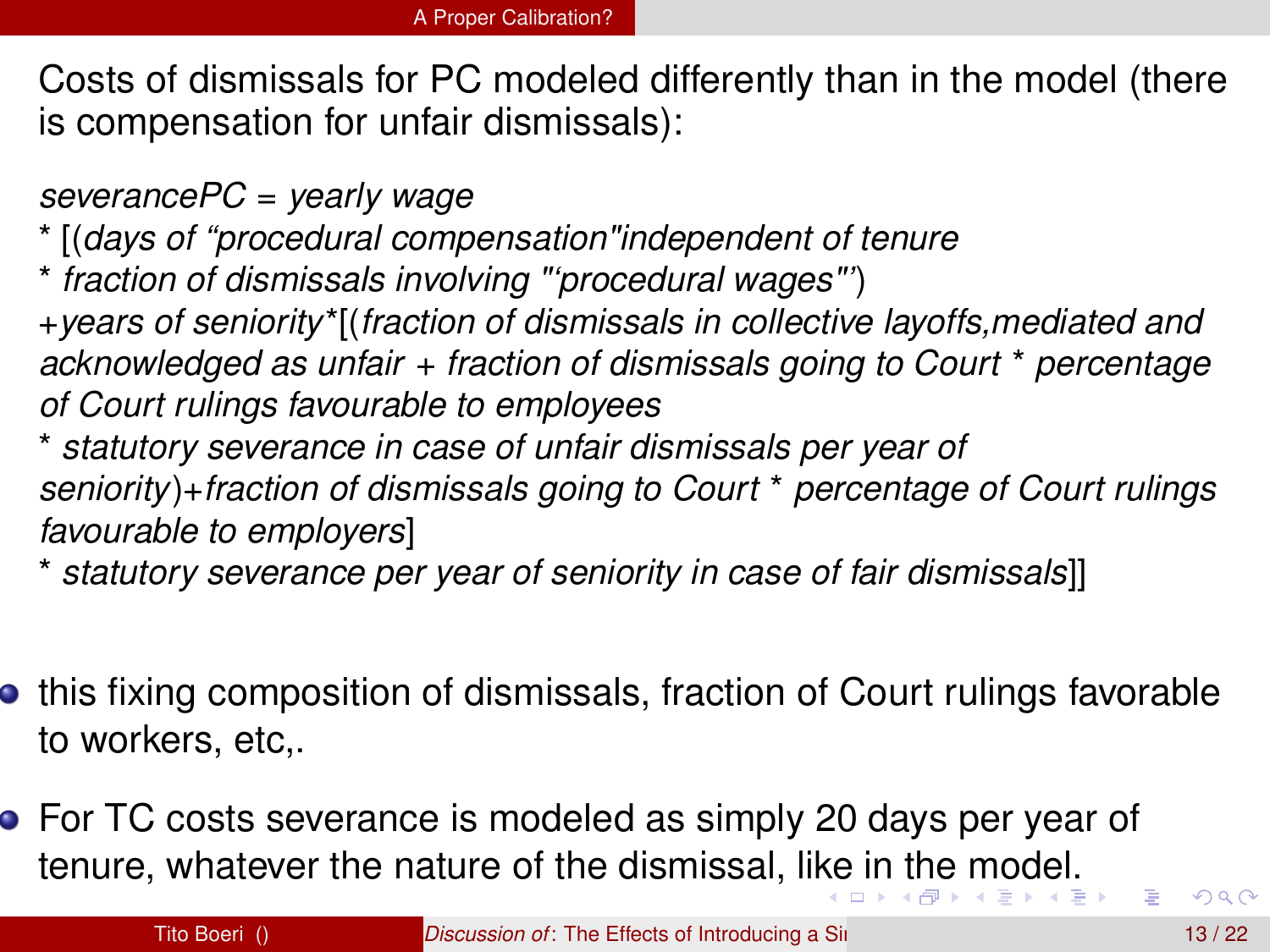## A Proper Calibration?

Costs of dismissals for PC modeled differently than in the model (there is compensation for unfair dismissals):

*severancePC* = *yearly wage*
* [(*days of "procedural compensation"independent of tenure*
* *fraction of dismissals involving "'procedural wages"'*)
+*years of seniority**[(*fraction of dismissals in collective layoffs,mediated and acknowledged as unfair* + *fraction of dismissals going to Court* * *percentage of Court rulings favourable to employees*
* *statutory severance in case of unfair dismissals per year of seniority*)+*fraction of dismissals going to Court* * *percentage of Court rulings favourable to employers*]
* *statutory severance per year of seniority in case of fair dismissals*]]

- this fixing composition of dismissals, fraction of Court rulings favorable to workers, etc,.
- For TC costs severance is modeled as simply 20 days per year of tenure, whatever the nature of the dismissal, like in the model.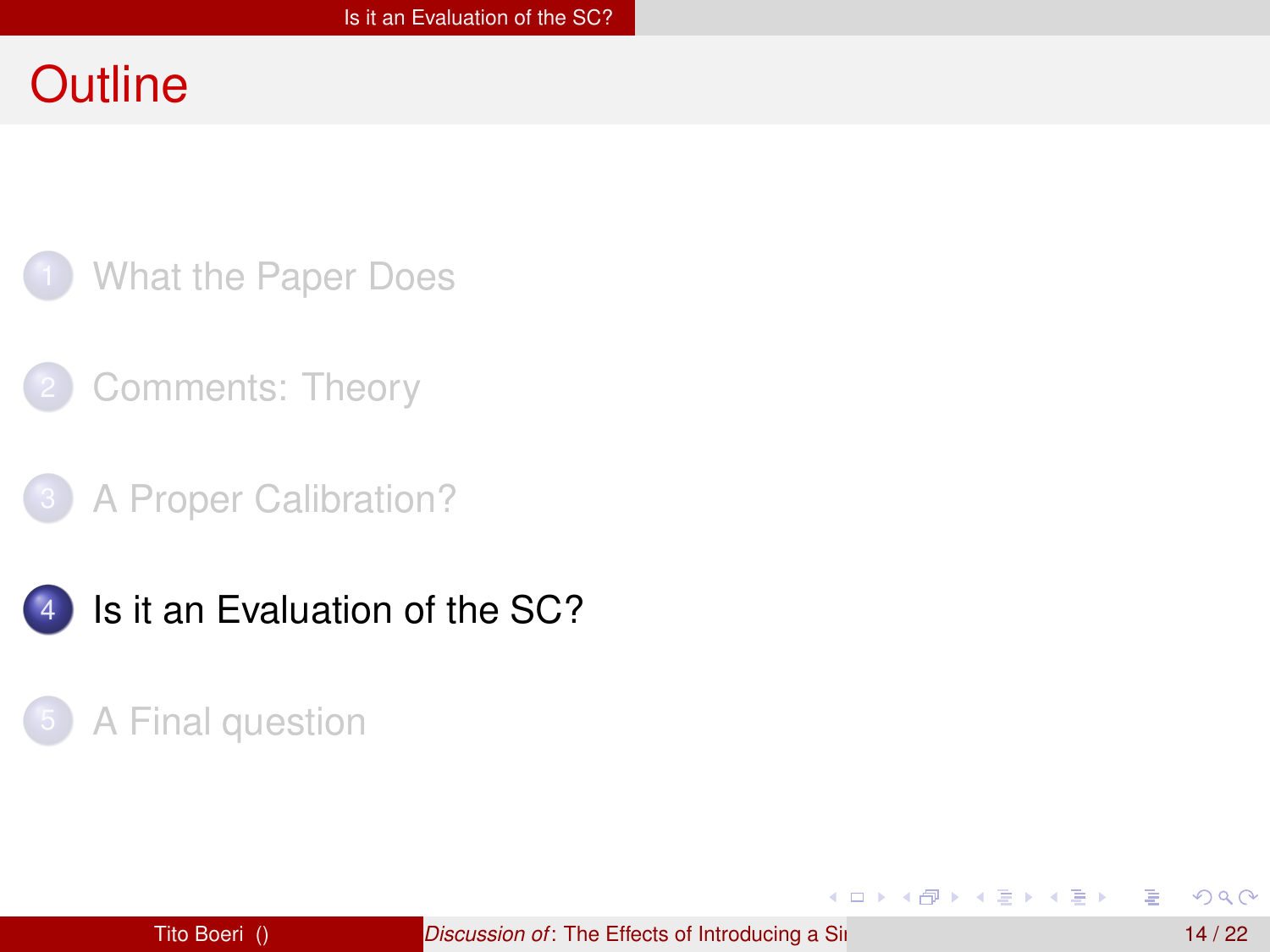# Outline

1. What the Paper Does
2. Comments: Theory
3. A Proper Calibration?
4. Is it an Evaluation of the SC?
5. A Final question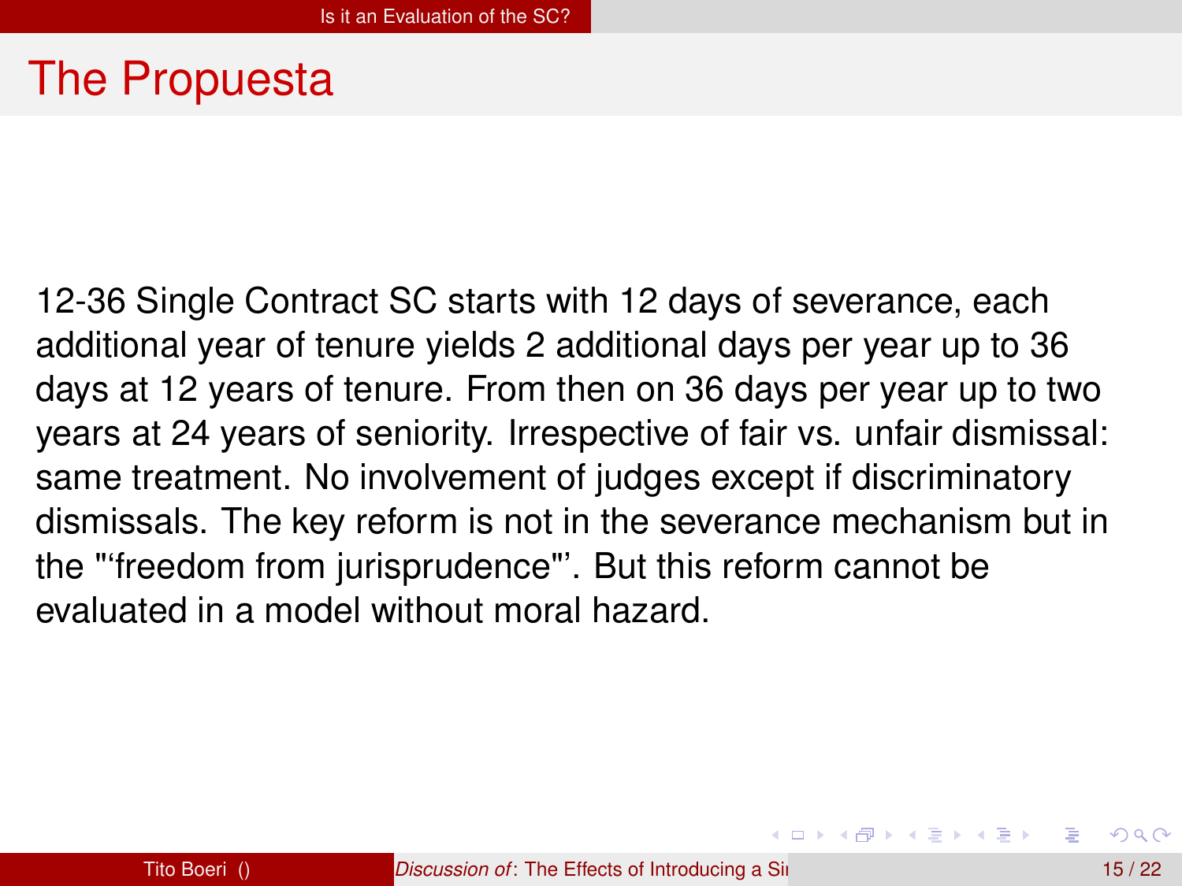# The Propuesta

12-36 Single Contract SC starts with 12 days of severance, each additional year of tenure yields 2 additional days per year up to 36 days at 12 years of tenure. From then on 36 days per year up to two years at 24 years of seniority. Irrespective of fair vs. unfair dismissal: same treatment. No involvement of judges except if discriminatory dismissals. The key reform is not in the severance mechanism but in the "‘freedom from jurisprudence"’. But this reform cannot be evaluated in a model without moral hazard.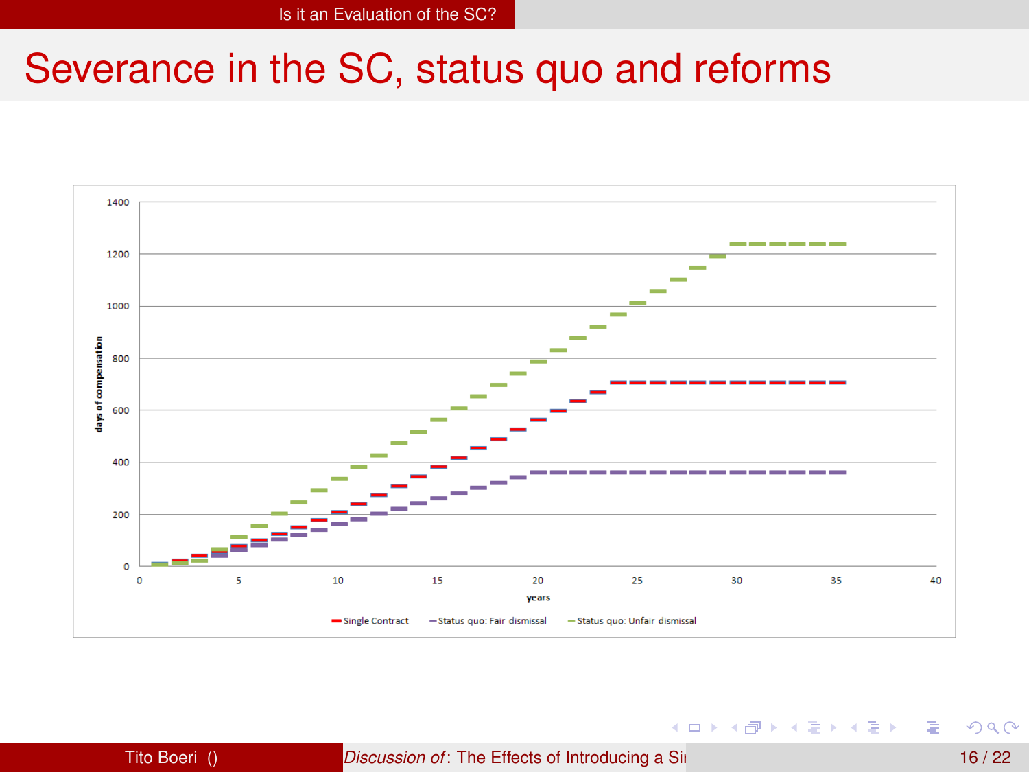# Severance in the SC, status quo and reforms

days of compensation

1400

1200

1000

800

600

400

200

0

0 5 10 15 20 25 30 35 40

years

Single Contract — Status quo: Fair dismissal — Status quo: Unfair dismissal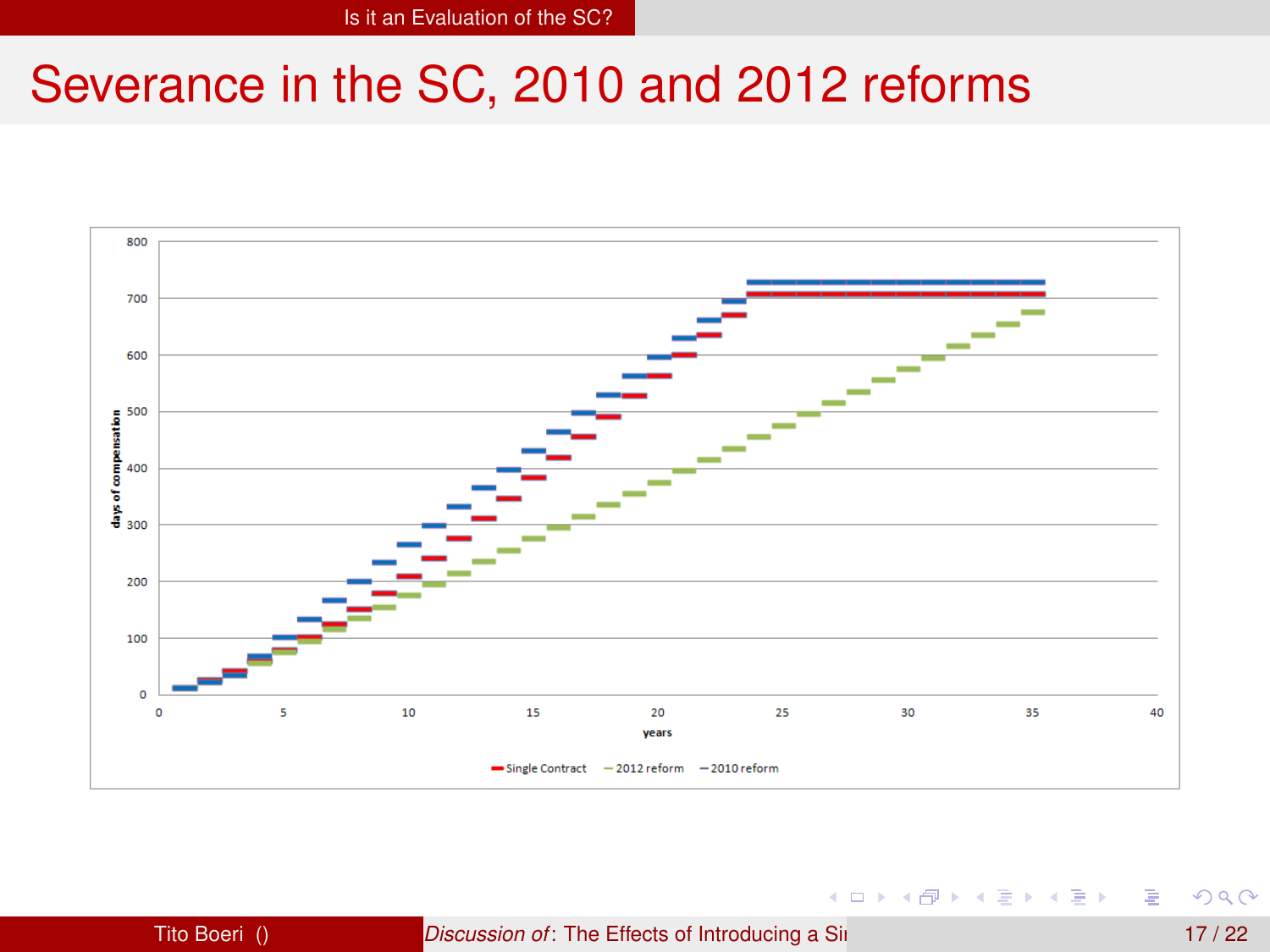# Severance in the SC, 2010 and 2012 reforms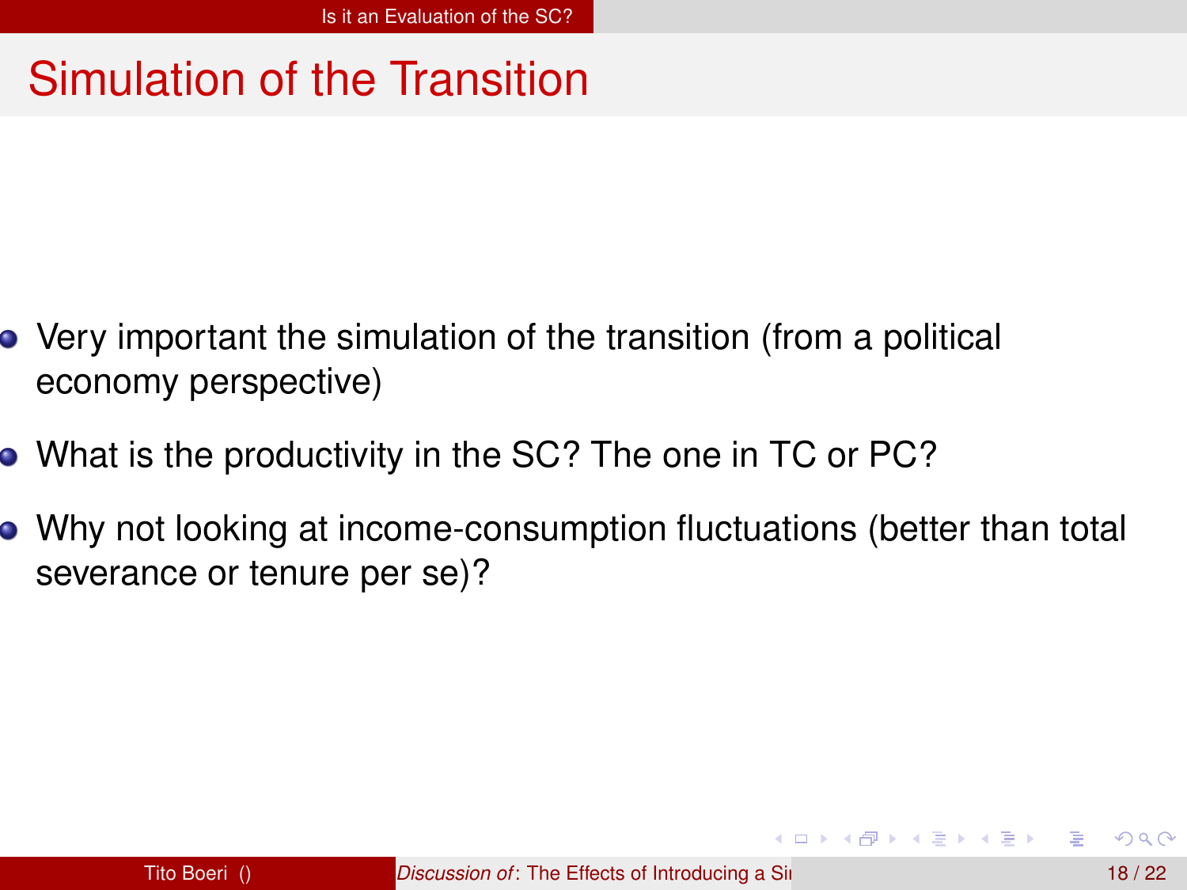# Simulation of the Transition

- Very important the simulation of the transition (from a political economy perspective)
- What is the productivity in the SC? The one in TC or PC?
- Why not looking at income-consumption fluctuations (better than total severance or tenure per se)?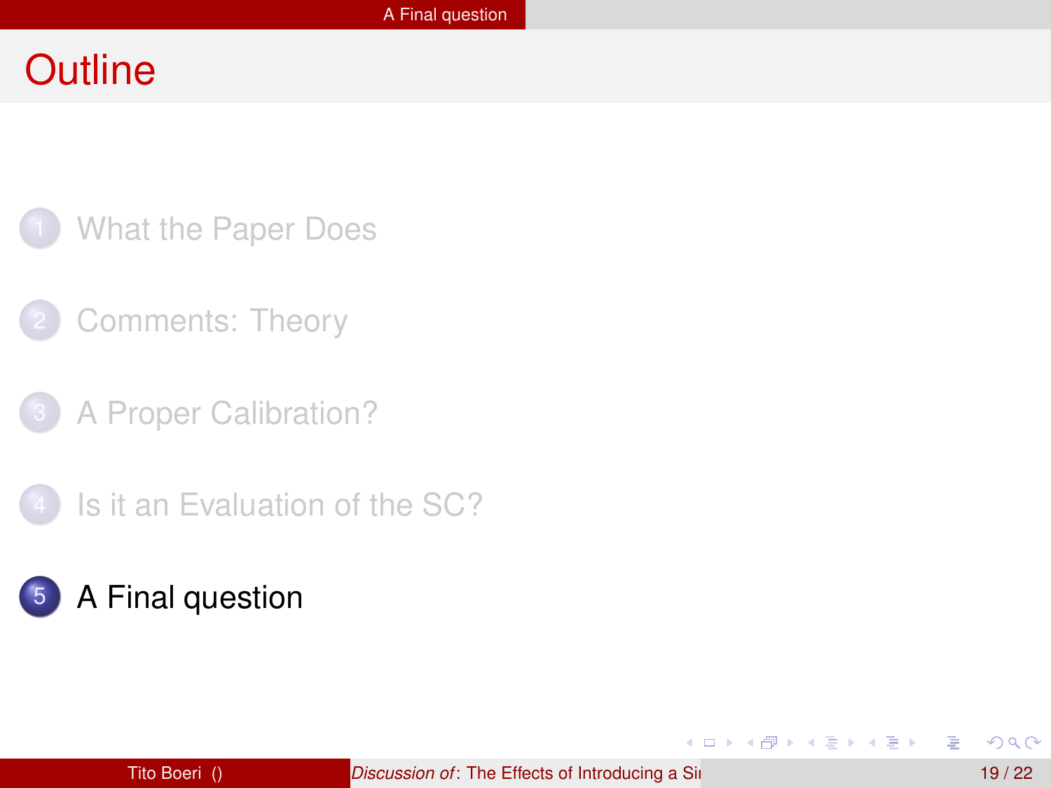# Outline

1. What the Paper Does
2. Comments: Theory
3. A Proper Calibration?
4. Is it an Evaluation of the SC?
5. A Final question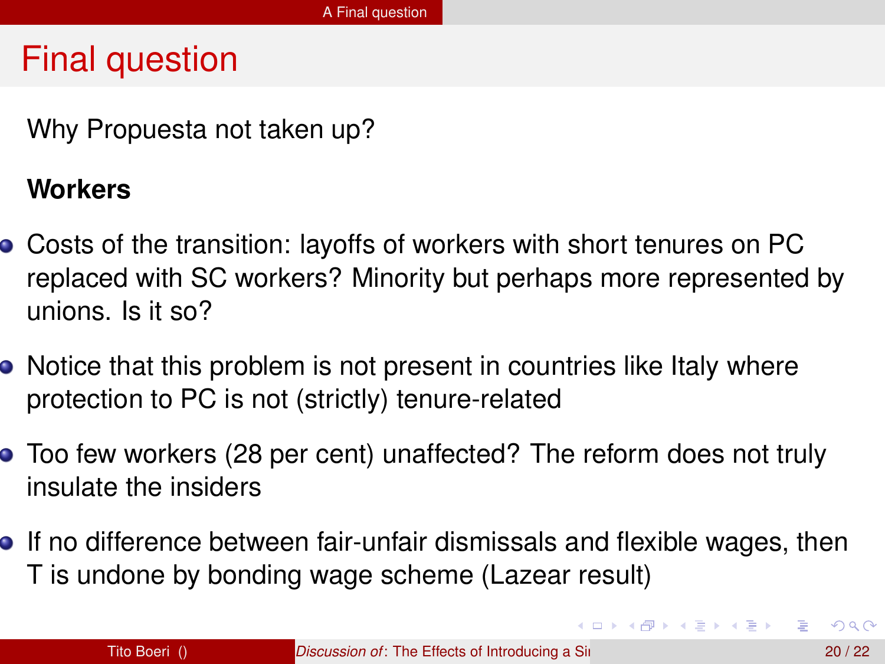# Final question

Why Propuesta not taken up?

**Workers**

- Costs of the transition: layoffs of workers with short tenures on PC replaced with SC workers? Minority but perhaps more represented by unions. Is it so?
- Notice that this problem is not present in countries like Italy where protection to PC is not (strictly) tenure-related
- Too few workers (28 per cent) unaffected? The reform does not truly insulate the insiders
- If no difference between fair-unfair dismissals and flexible wages, then T is undone by bonding wage scheme (Lazear result)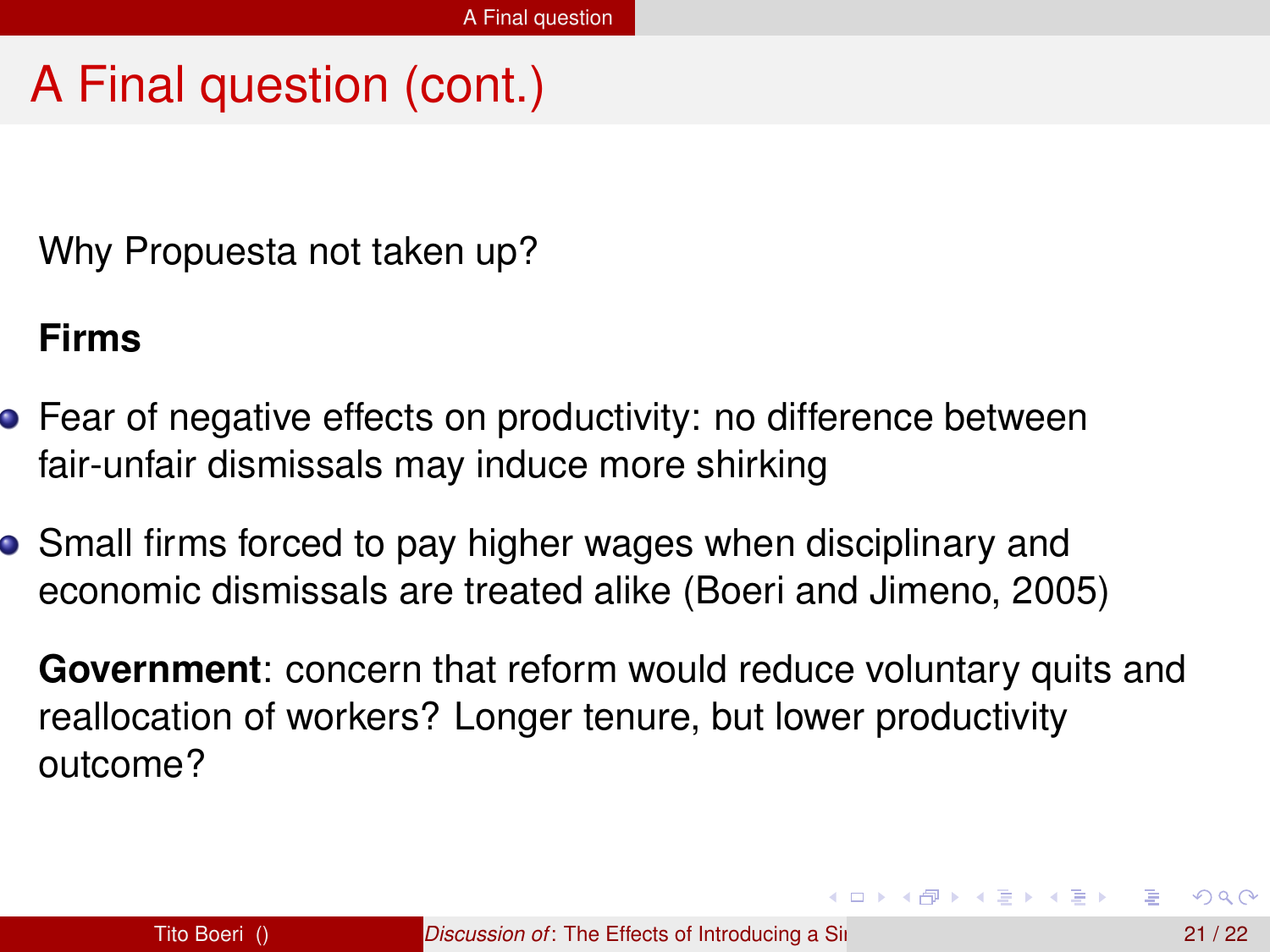# A Final question (cont.)

Why Propuesta not taken up?

**Firms**

- Fear of negative effects on productivity: no difference between fair-unfair dismissals may induce more shirking
- Small firms forced to pay higher wages when disciplinary and economic dismissals are treated alike (Boeri and Jimeno, 2005)

**Government**: concern that reform would reduce voluntary quits and reallocation of workers? Longer tenure, but lower productivity outcome?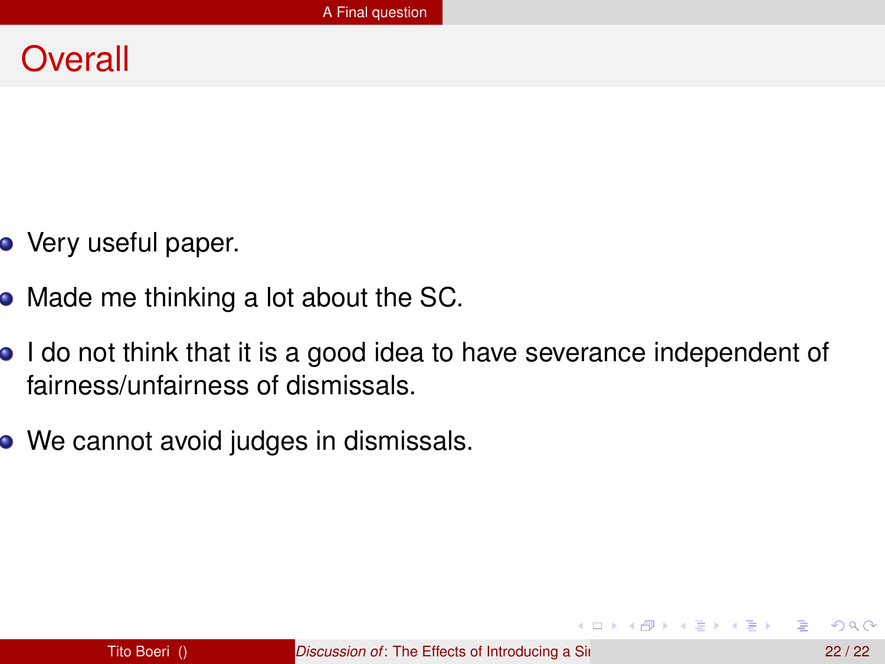# Overall

- Very useful paper.
- Made me thinking a lot about the SC.
- I do not think that it is a good idea to have severance independent of fairness/unfairness of dismissals.
- We cannot avoid judges in dismissals.